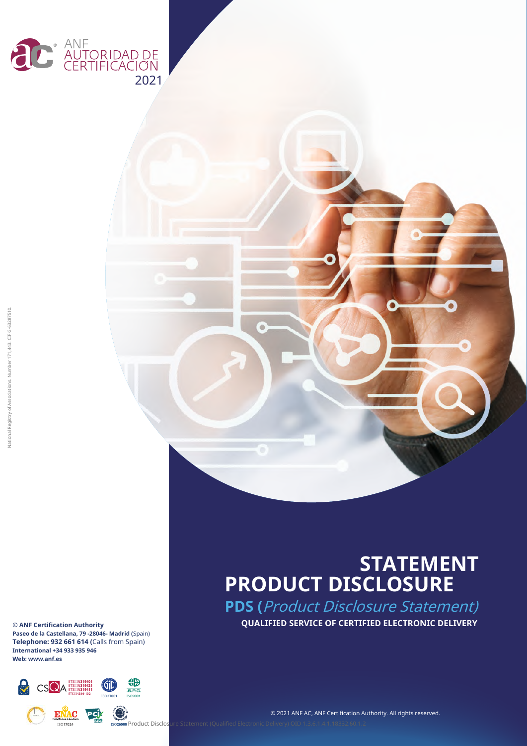ANF AUTORIDAD DE CERTIFICACIÓN

2021

National Registry of Associations. Number 171.443. CIF G-63287510.

# STATEMENT PRODUCT DISCLOSURE

## PDS (*Product Disclosure Statement)*

**QUALIFIED SERVICE OF CERTIFIED ELECTRONIC DELIVERY**

**© ANF Certification Authority**
**Paseo de la Castellana, 79 -28046- Madrid** (Spain)
**Telephone: 932 661 614** (Calls from Spain)
**International +34 933 935 946**
**Web: www.anf.es**

ETSI IN319401
ETSI IN319421
ETSI IN319411
ETSI IN319-102

ISO27001 ISO9001 ISO17024 ISO26000

© 2021 ANF AC, ANF Certification Authority. All rights reserved.

Product Disclosure Statement (Qualified Electronic Delivery) OID 1.3.6.1.4.1.18332.60.1.2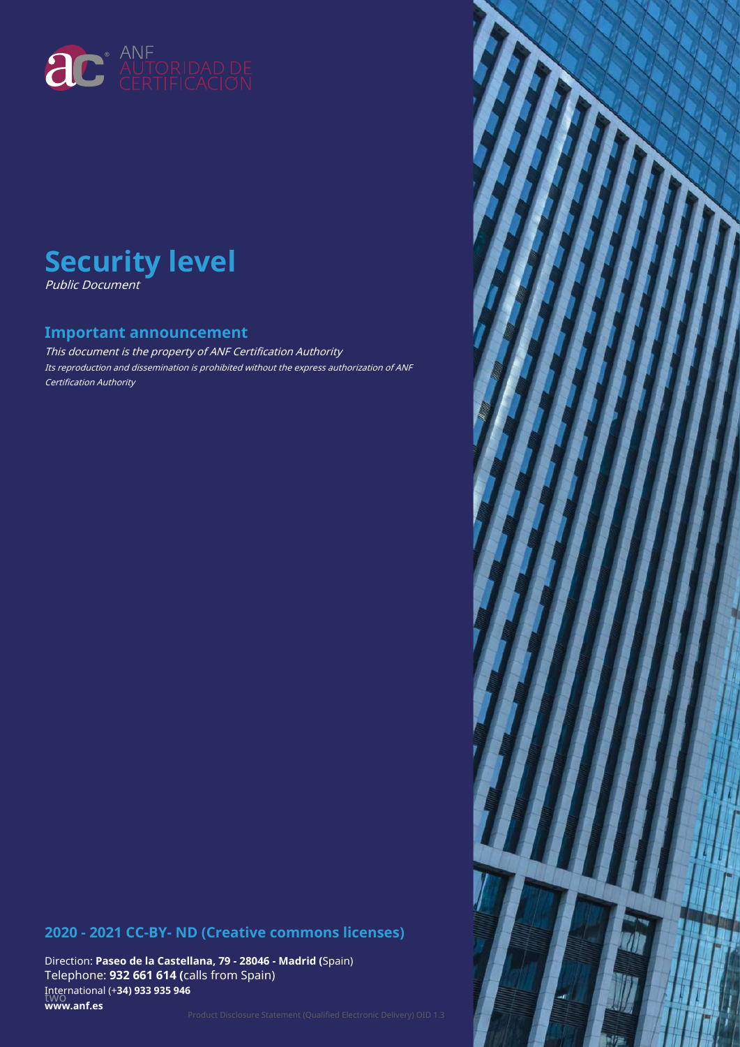ANF AUTORIDAD DE CERTIFICACIÓN

# Security level

*Public Document*

## Important announcement

*This document is the property of ANF Certification Authority*

*Its reproduction and dissemination is prohibited without the express authorization of ANF Certification Authority*

## 2020 - 2021 CC-BY- ND (Creative commons licenses)

Direction: **Paseo de la Castellana, 79 - 28046 - Madrid (**Spain)
Telephone: **932 661 614 (**calls from Spain)
International (+**34) 933 935 946**
two
**www.anf.es**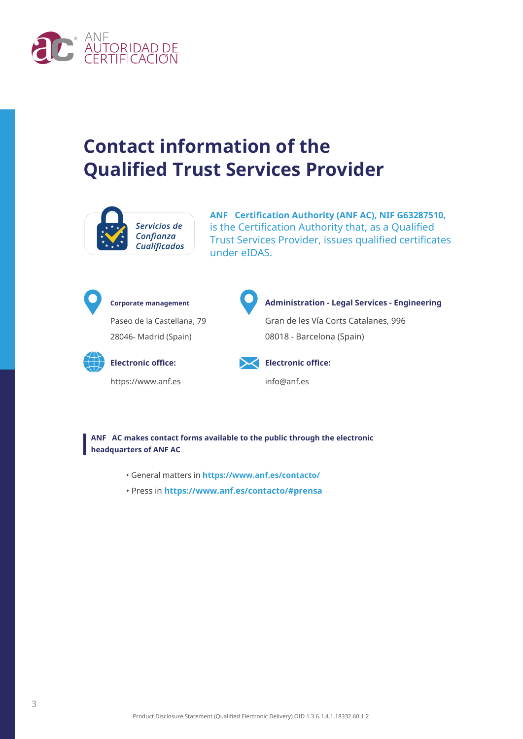# Contact information of the Qualified Trust Services Provider

*Servicios de Confianza Cualificados*

**ANF Certification Authority (ANF AC), NIF G63287510,** is the Certification Authority that, as a Qualified Trust Services Provider, issues qualified certificates under eIDAS.

**Corporate management**

Paseo de la Castellana, 79

28046- Madrid (Spain)

**Administration - Legal Services - Engineering**

Gran de les Vía Corts Catalanes, 996

08018 - Barcelona (Spain)

**Electronic office:**

https://www.anf.es

**Electronic office:**

info@anf.es

**ANF AC makes contact forms available to the public through the electronic headquarters of ANF AC**

- General matters in **https://www.anf.es/contacto/**
- Press in **https://www.anf.es/contacto/#prensa**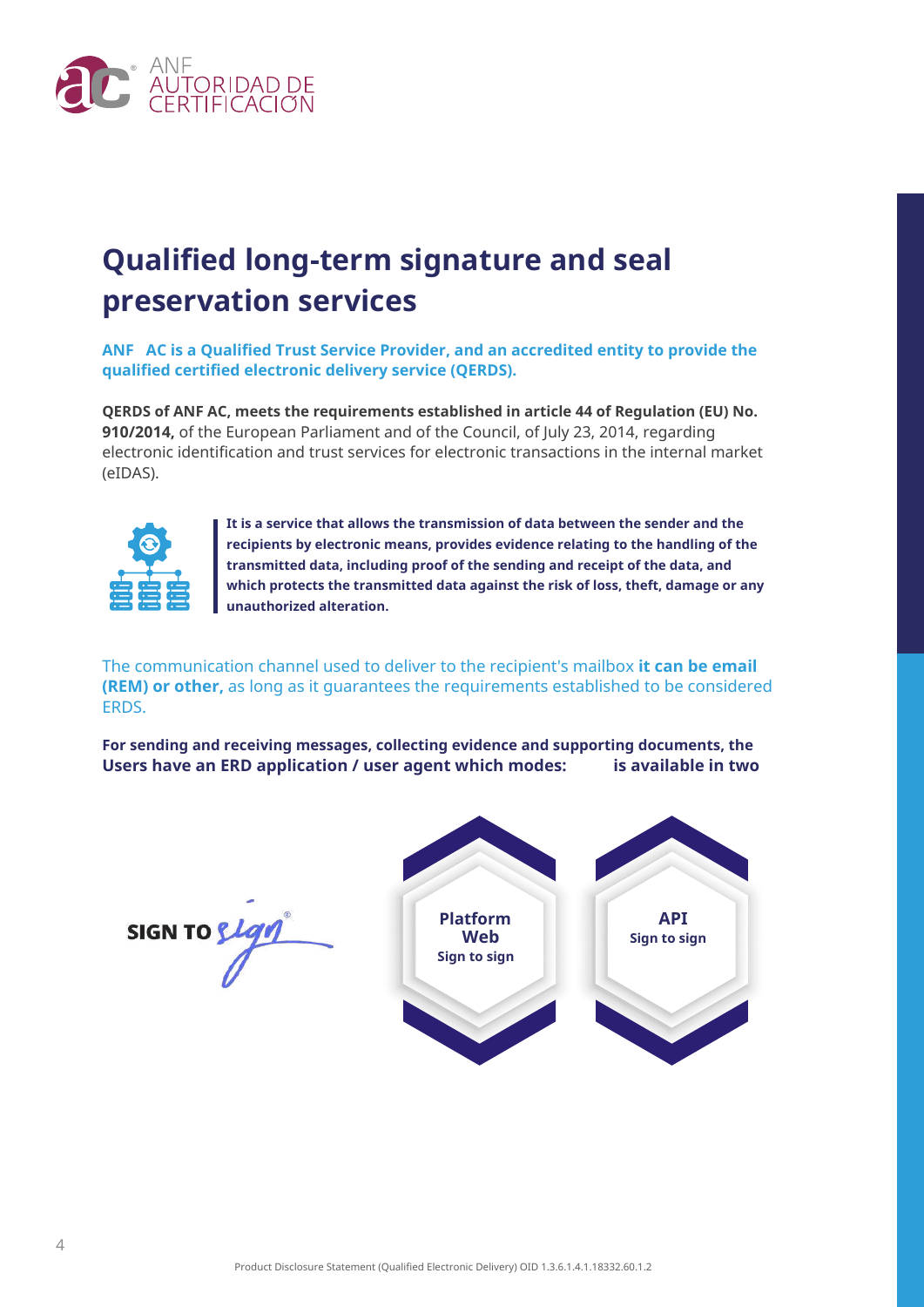# Qualified long-term signature and seal preservation services

**ANF AC is a Qualified Trust Service Provider, and an accredited entity to provide the qualified certified electronic delivery service (QERDS).**

**QERDS of ANF AC, meets the requirements established in article 44 of Regulation (EU) No. 910/2014,** of the European Parliament and of the Council, of July 23, 2014, regarding electronic identification and trust services for electronic transactions in the internal market (eIDAS).

**It is a service that allows the transmission of data between the sender and the recipients by electronic means, provides evidence relating to the handling of the transmitted data, including proof of the sending and receipt of the data, and which protects the transmitted data against the risk of loss, theft, damage or any unauthorized alteration.**

The communication channel used to deliver to the recipient's mailbox **it can be email (REM) or other,** as long as it guarantees the requirements established to be considered ERDS.

**For sending and receiving messages, collecting evidence and supporting documents, the Users have an ERD application / user agent which is available in two modes:**

SIGN TO sign®

**Platform Web**
**Sign to sign**

**API**
**Sign to sign**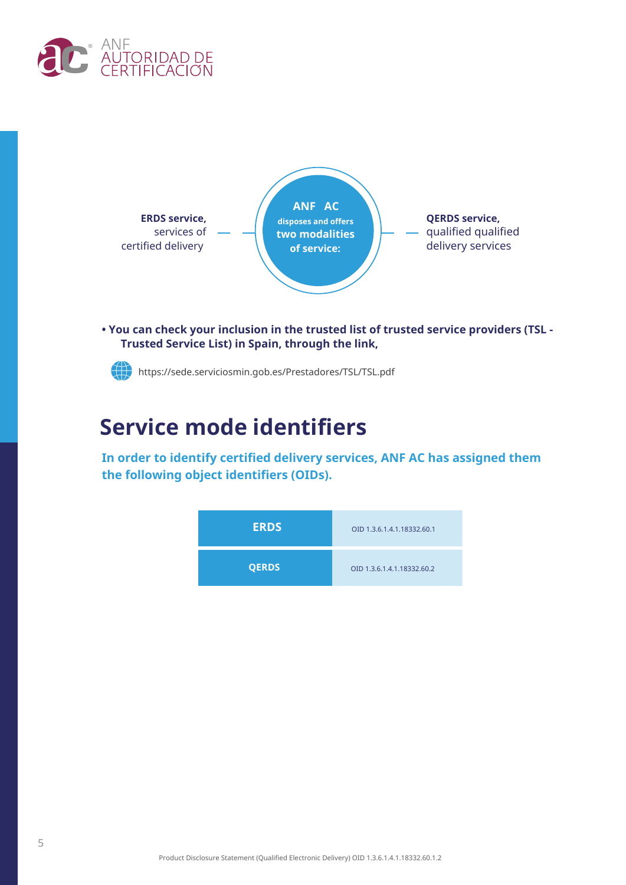**ANF AC** disposes and offers **two modalities of service:**

**ERDS service,** services of certified delivery

**QERDS service,** qualified qualified delivery services

- **You can check your inclusion in the trusted list of trusted service providers (TSL - Trusted Service List) in Spain, through the link,**

https://sede.serviciosmin.gob.es/Prestadores/TSL/TSL.pdf

# Service mode identifiers

**In order to identify certified delivery services, ANF AC has assigned them the following object identifiers (OIDs).**

| | |
|---|---|
| **ERDS** | OID 1.3.6.1.4.1.18332.60.1 |
| **QERDS** | OID 1.3.6.1.4.1.18332.60.2 |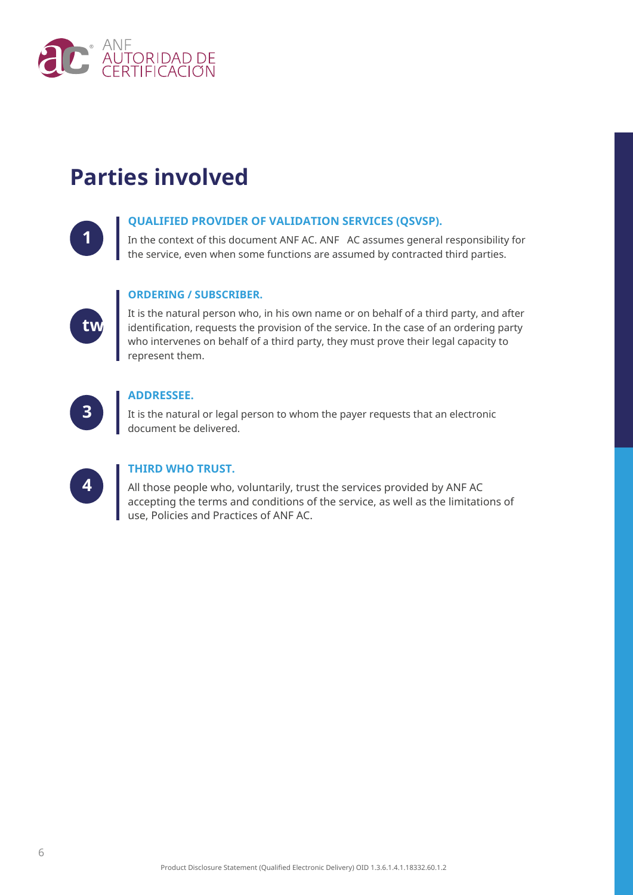# Parties involved

1. **QUALIFIED PROVIDER OF VALIDATION SERVICES (QSVSP).**

   In the context of this document ANF AC. ANF AC assumes general responsibility for the service, even when some functions are assumed by contracted third parties.

tw **ORDERING / SUBSCRIBER.**

   It is the natural person who, in his own name or on behalf of a third party, and after identification, requests the provision of the service. In the case of an ordering party who intervenes on behalf of a third party, they must prove their legal capacity to represent them.

3. **ADDRESSEE.**

   It is the natural or legal person to whom the payer requests that an electronic document be delivered.

4. **THIRD WHO TRUST.**

   All those people who, voluntarily, trust the services provided by ANF AC accepting the terms and conditions of the service, as well as the limitations of use, Policies and Practices of ANF AC.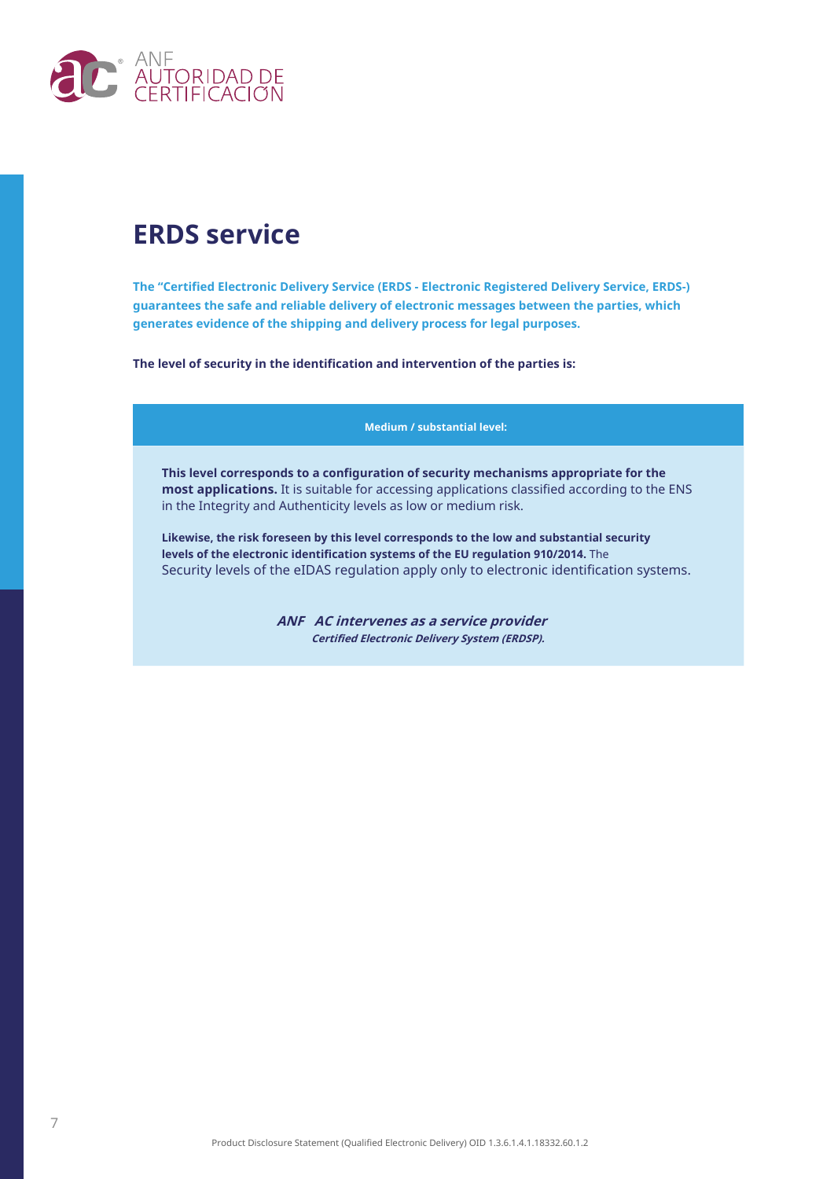# ERDS service

**The "Certified Electronic Delivery Service (ERDS - Electronic Registered Delivery Service, ERDS-) guarantees the safe and reliable delivery of electronic messages between the parties, which generates evidence of the shipping and delivery process for legal purposes.**

**The level of security in the identification and intervention of the parties is:**

**Medium / substantial level:**

**This level corresponds to a configuration of security mechanisms appropriate for the most applications.** It is suitable for accessing applications classified according to the ENS in the Integrity and Authenticity levels as low or medium risk.

**Likewise, the risk foreseen by this level corresponds to the low and substantial security levels of the electronic identification systems of the EU regulation 910/2014.** The Security levels of the eIDAS regulation apply only to electronic identification systems.

***ANF AC intervenes as a service provider***
***Certified Electronic Delivery System (ERDSP).***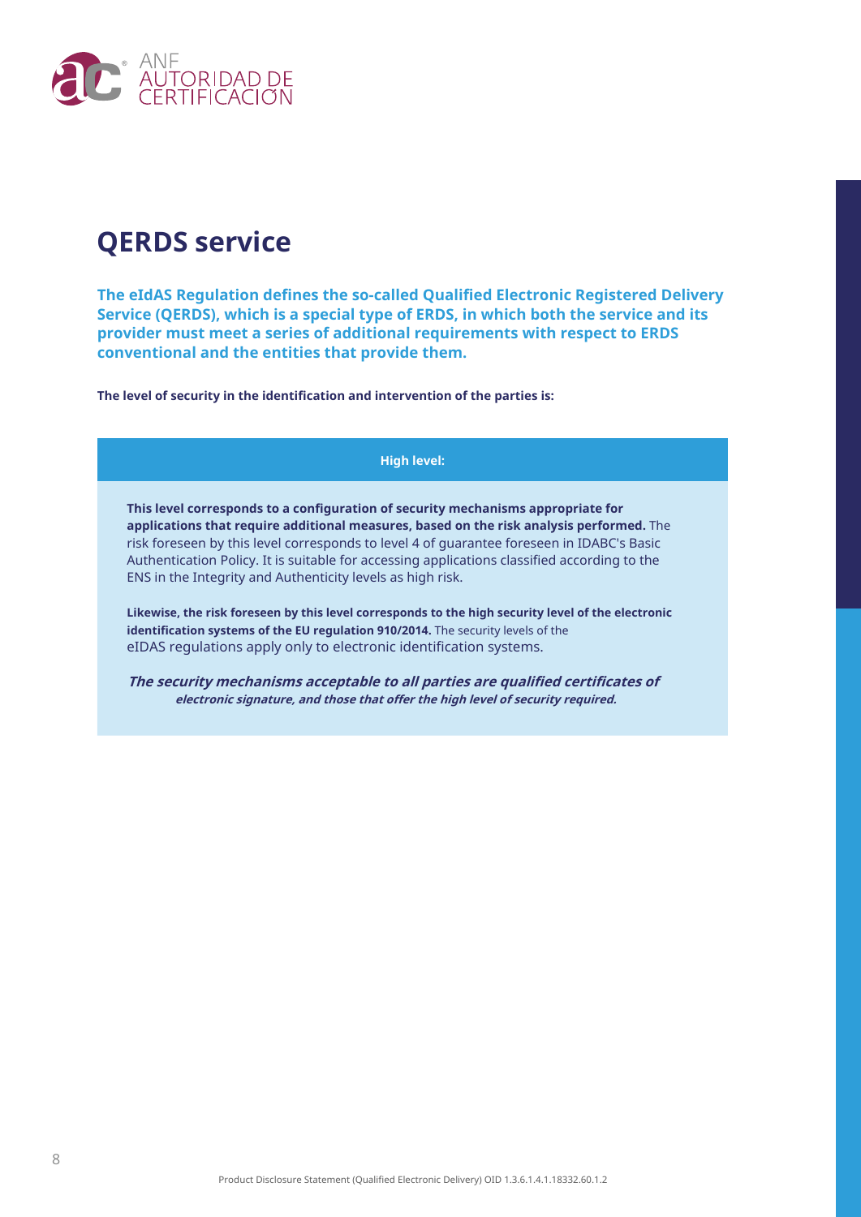# QERDS service

**The eIdAS Regulation defines the so-called Qualified Electronic Registered Delivery Service (QERDS), which is a special type of ERDS, in which both the service and its provider must meet a series of additional requirements with respect to ERDS conventional and the entities that provide them.**

**The level of security in the identification and intervention of the parties is:**

**High level:**

**This level corresponds to a configuration of security mechanisms appropriate for applications that require additional measures, based on the risk analysis performed.** The risk foreseen by this level corresponds to level 4 of guarantee foreseen in IDABC's Basic Authentication Policy. It is suitable for accessing applications classified according to the ENS in the Integrity and Authenticity levels as high risk.

**Likewise, the risk foreseen by this level corresponds to the high security level of the electronic identification systems of the EU regulation 910/2014.** The security levels of the eIDAS regulations apply only to electronic identification systems.

***The security mechanisms acceptable to all parties are qualified certificates of electronic signature, and those that offer the high level of security required.***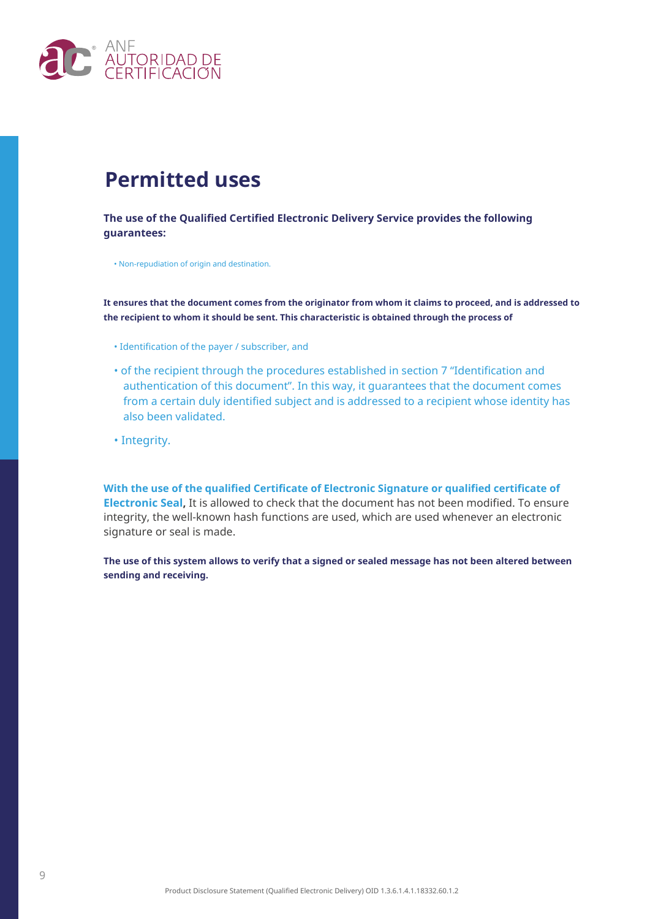# Permitted uses

**The use of the Qualified Certified Electronic Delivery Service provides the following guarantees:**

- Non-repudiation of origin and destination.

**It ensures that the document comes from the originator from whom it claims to proceed, and is addressed to the recipient to whom it should be sent. This characteristic is obtained through the process of**

- Identification of the payer / subscriber, and
- of the recipient through the procedures established in section 7 "Identification and authentication of this document". In this way, it guarantees that the document comes from a certain duly identified subject and is addressed to a recipient whose identity has also been validated.
- Integrity.

**With the use of the qualified Certificate of Electronic Signature or qualified certificate of Electronic Seal**, It is allowed to check that the document has not been modified. To ensure integrity, the well-known hash functions are used, which are used whenever an electronic signature or seal is made.

**The use of this system allows to verify that a signed or sealed message has not been altered between sending and receiving.**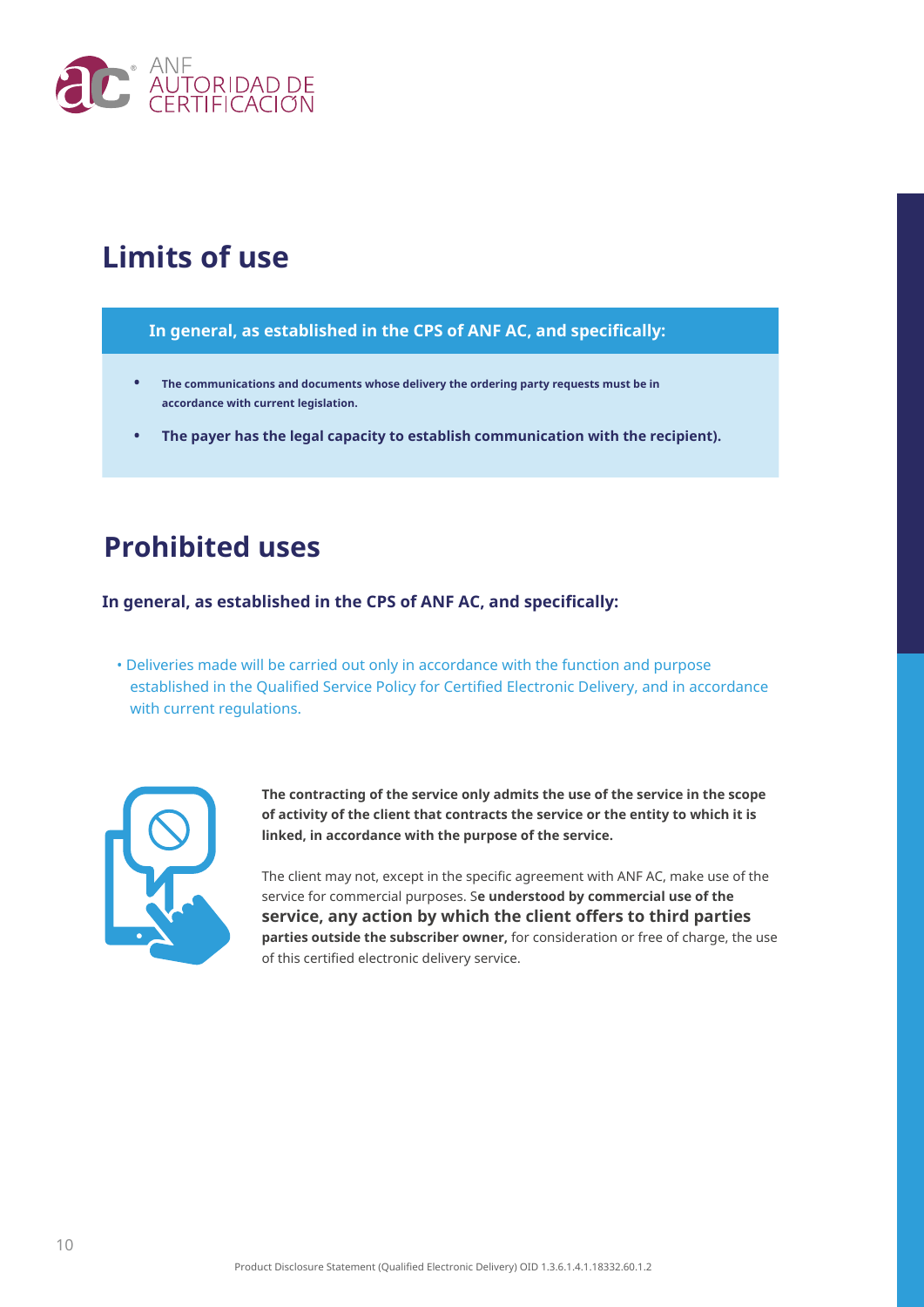# Limits of use

**In general, as established in the CPS of ANF AC, and specifically:**

- **The communications and documents whose delivery the ordering party requests must be in accordance with current legislation.**
- **The payer has the legal capacity to establish communication with the recipient).**

# Prohibited uses

**In general, as established in the CPS of ANF AC, and specifically:**

- Deliveries made will be carried out only in accordance with the function and purpose established in the Qualified Service Policy for Certified Electronic Delivery, and in accordance with current regulations.

**The contracting of the service only admits the use of the service in the scope of activity of the client that contracts the service or the entity to which it is linked, in accordance with the purpose of the service.**

The client may not, except in the specific agreement with ANF AC, make use of the service for commercial purposes. S**e understood by commercial use of the service, any action by which the client offers to third parties parties outside the subscriber owner,** for consideration or free of charge, the use of this certified electronic delivery service.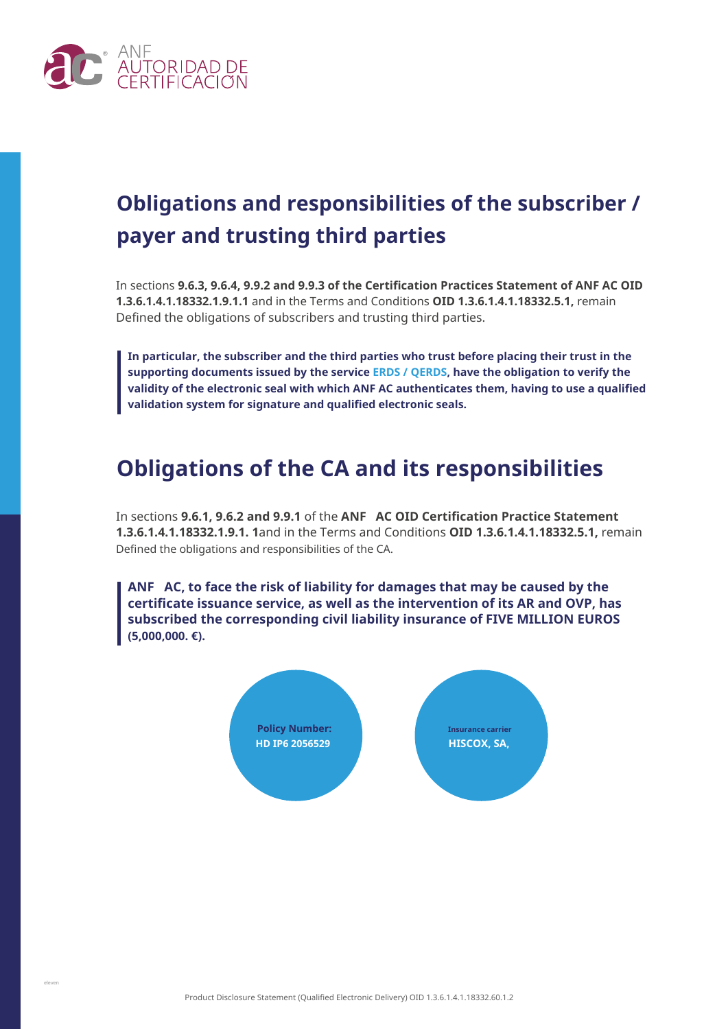## Obligations and responsibilities of the subscriber / payer and trusting third parties

In sections **9.6.3, 9.6.4, 9.9.2 and 9.9.3 of the Certification Practices Statement of ANF AC OID 1.3.6.1.4.1.18332.1.9.1.1** and in the Terms and Conditions **OID 1.3.6.1.4.1.18332.5.1,** remain Defined the obligations of subscribers and trusting third parties.

> **In particular, the subscriber and the third parties who trust before placing their trust in the supporting documents issued by the service ERDS / QERDS, have the obligation to verify the validity of the electronic seal with which ANF AC authenticates them, having to use a qualified validation system for signature and qualified electronic seals.**

## Obligations of the CA and its responsibilities

In sections **9.6.1, 9.6.2 and 9.9.1** of the **ANF AC OID Certification Practice Statement 1.3.6.1.4.1.18332.1.9.1. 1**and in the Terms and Conditions **OID 1.3.6.1.4.1.18332.5.1,** remain Defined the obligations and responsibilities of the CA.

> **ANF AC, to face the risk of liability for damages that may be caused by the certificate issuance service, as well as the intervention of its AR and OVP, has subscribed the corresponding civil liability insurance of FIVE MILLION EUROS (5,000,000. €).**

**Policy Number:**
**HD IP6 2056529**

**Insurance carrier**
**HISCOX, SA,**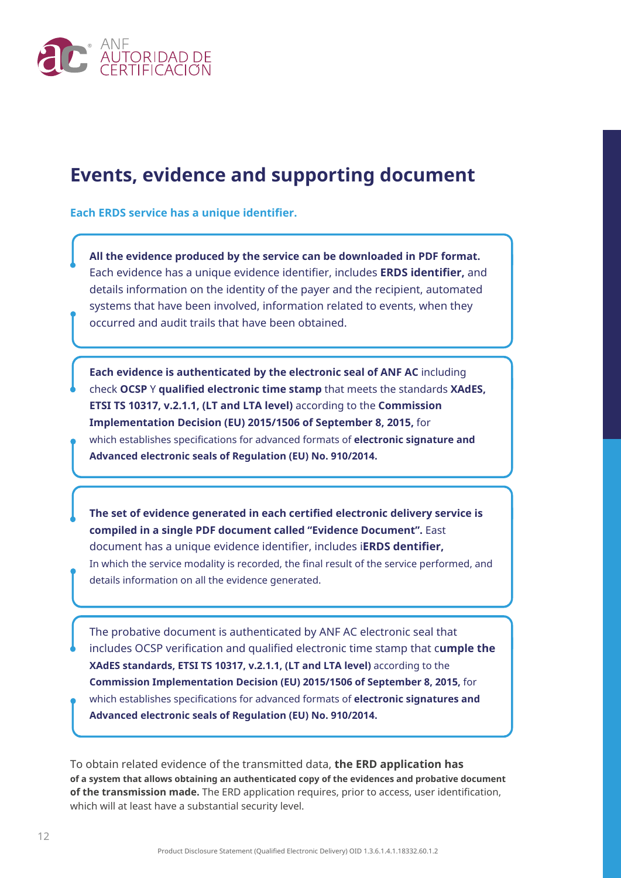# Events, evidence and supporting document

**Each ERDS service has a unique identifier.**

**All the evidence produced by the service can be downloaded in PDF format.** Each evidence has a unique evidence identifier, includes **ERDS identifier,** and details information on the identity of the payer and the recipient, automated systems that have been involved, information related to events, when they occurred and audit trails that have been obtained.

**Each evidence is authenticated by the electronic seal of ANF AC** including check **OCSP** Y **qualified electronic time stamp** that meets the standards **XAdES, ETSI TS 10317, v.2.1.1, (LT and LTA level)** according to the **Commission Implementation Decision (EU) 2015/1506 of September 8, 2015,** for which establishes specifications for advanced formats of **electronic signature and Advanced electronic seals of Regulation (EU) No. 910/2014.**

**The set of evidence generated in each certified electronic delivery service is compiled in a single PDF document called "Evidence Document".** East document has a unique evidence identifier, includes i**ERDS dentifier,** In which the service modality is recorded, the final result of the service performed, and details information on all the evidence generated.

The probative document is authenticated by ANF AC electronic seal that includes OCSP verification and qualified electronic time stamp that c**umple the XAdES standards, ETSI TS 10317, v.2.1.1, (LT and LTA level)** according to the **Commission Implementation Decision (EU) 2015/1506 of September 8, 2015,** for which establishes specifications for advanced formats of **electronic signatures and Advanced electronic seals of Regulation (EU) No. 910/2014.**

To obtain related evidence of the transmitted data, **the ERD application has of a system that allows obtaining an authenticated copy of the evidences and probative document of the transmission made.** The ERD application requires, prior to access, user identification, which will at least have a substantial security level.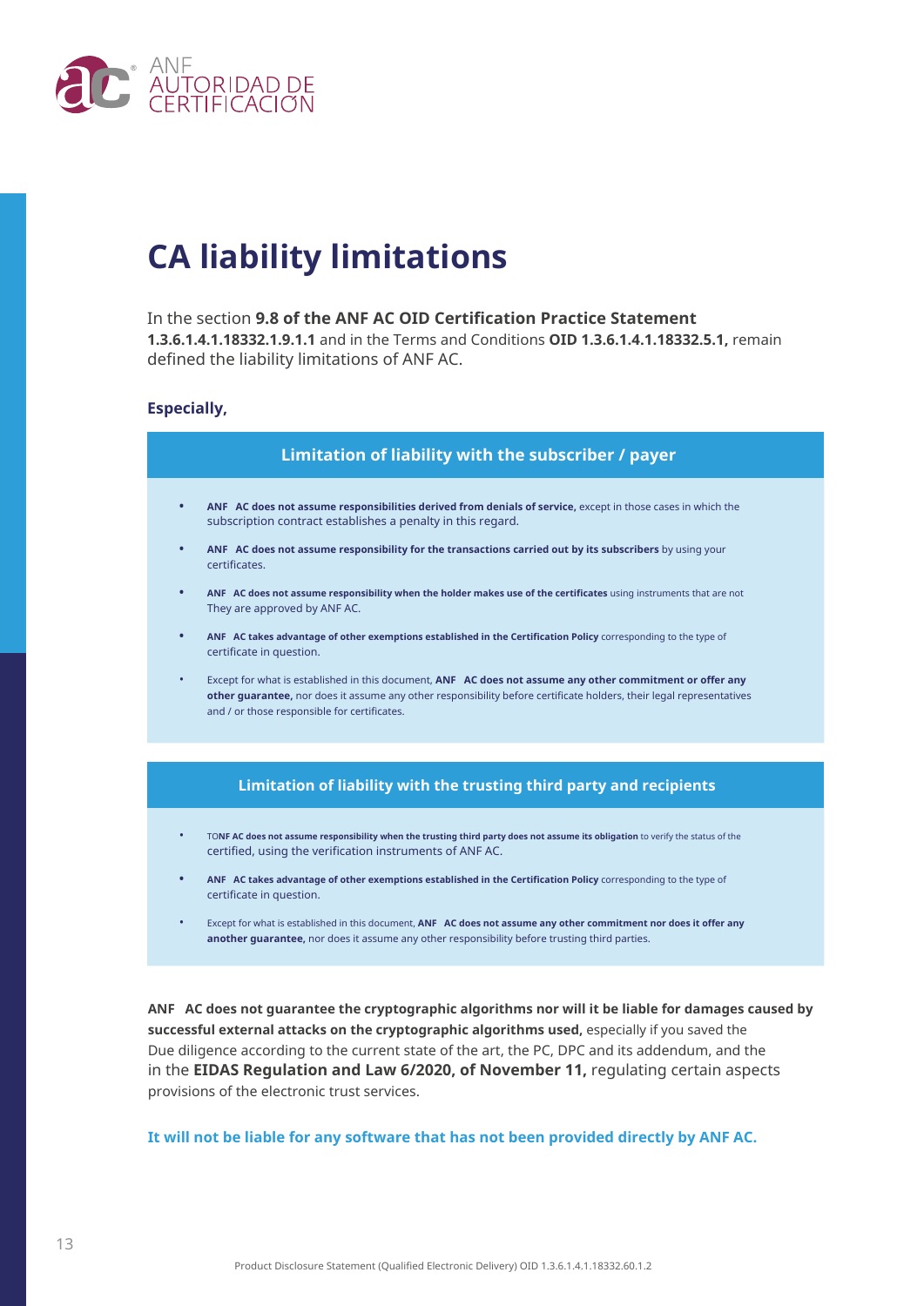# CA liability limitations

In the section **9.8 of the ANF AC OID Certification Practice Statement 1.3.6.1.4.1.18332.1.9.1.1** and in the Terms and Conditions **OID 1.3.6.1.4.1.18332.5.1,** remain defined the liability limitations of ANF AC.

**Especially,**

### Limitation of liability with the subscriber / payer

- **ANF AC does not assume responsibilities derived from denials of service,** except in those cases in which the subscription contract establishes a penalty in this regard.
- **ANF AC does not assume responsibility for the transactions carried out by its subscribers** by using your certificates.
- **ANF AC does not assume responsibility when the holder makes use of the certificates** using instruments that are not They are approved by ANF AC.
- **ANF AC takes advantage of other exemptions established in the Certification Policy** corresponding to the type of certificate in question.
- Except for what is established in this document, **ANF AC does not assume any other commitment or offer any other guarantee,** nor does it assume any other responsibility before certificate holders, their legal representatives and / or those responsible for certificates.

### Limitation of liability with the trusting third party and recipients

- TO**NF AC does not assume responsibility when the trusting third party does not assume its obligation** to verify the status of the certified, using the verification instruments of ANF AC.
- **ANF AC takes advantage of other exemptions established in the Certification Policy** corresponding to the type of certificate in question.
- Except for what is established in this document, **ANF AC does not assume any other commitment nor does it offer any another guarantee,** nor does it assume any other responsibility before trusting third parties.

**ANF AC does not guarantee the cryptographic algorithms nor will it be liable for damages caused by successful external attacks on the cryptographic algorithms used,** especially if you saved the Due diligence according to the current state of the art, the PC, DPC and its addendum, and the in the **EIDAS Regulation and Law 6/2020, of November 11,** regulating certain aspects provisions of the electronic trust services.

**It will not be liable for any software that has not been provided directly by ANF AC.**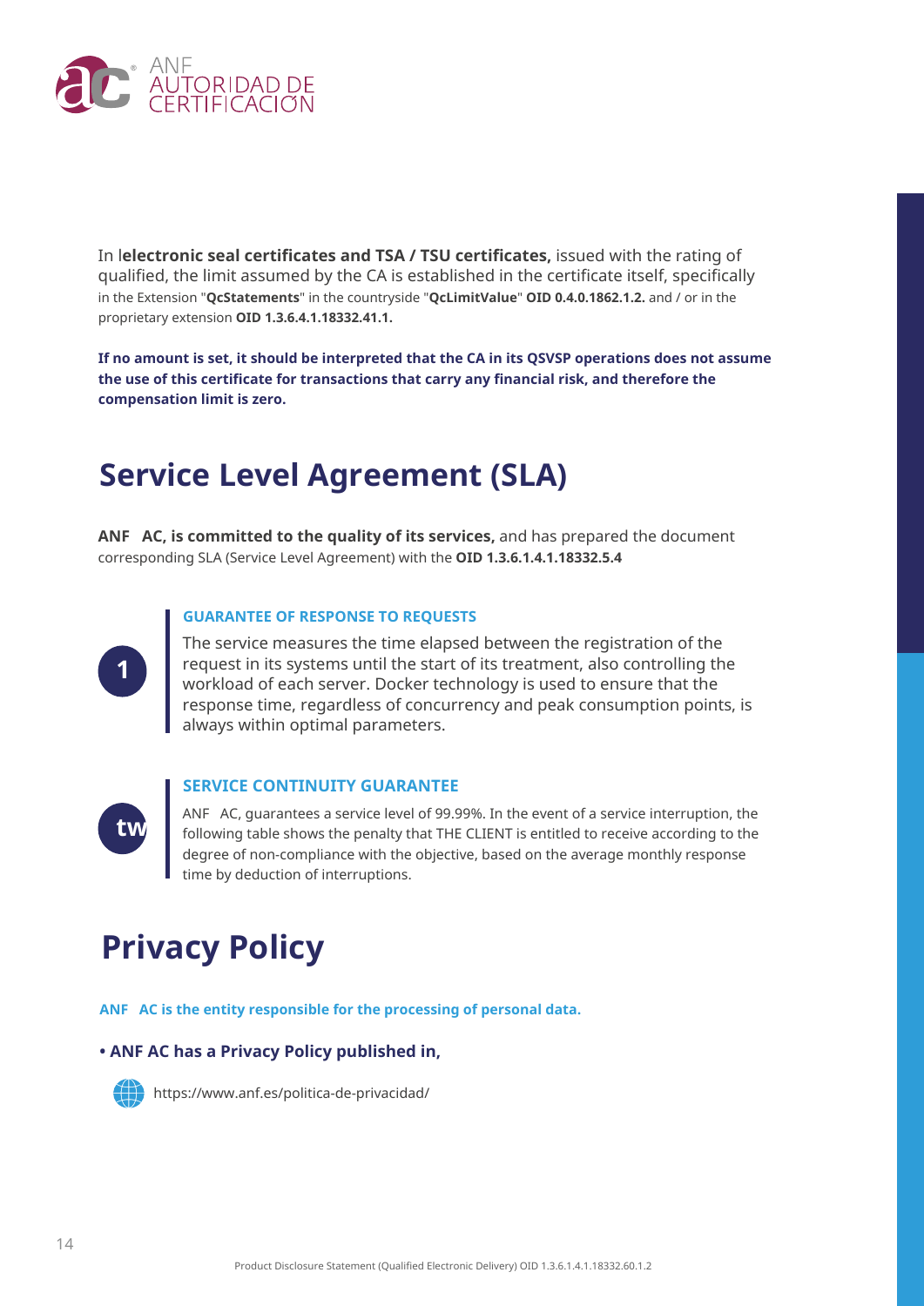In l**electronic seal certificates and TSA / TSU certificates,** issued with the rating of qualified, the limit assumed by the CA is established in the certificate itself, specifically in the Extension "**QcStatements**" in the countryside "**QcLimitValue**" **OID 0.4.0.1862.1.2.** and / or in the proprietary extension **OID 1.3.6.4.1.18332.41.1.**

**If no amount is set, it should be interpreted that the CA in its QSVSP operations does not assume the use of this certificate for transactions that carry any financial risk, and therefore the compensation limit is zero.**

## Service Level Agreement (SLA)

**ANF AC, is committed to the quality of its services,** and has prepared the document corresponding SLA (Service Level Agreement) with the **OID 1.3.6.1.4.1.18332.5.4**

1

**GUARANTEE OF RESPONSE TO REQUESTS**

The service measures the time elapsed between the registration of the request in its systems until the start of its treatment, also controlling the workload of each server. Docker technology is used to ensure that the response time, regardless of concurrency and peak consumption points, is always within optimal parameters.

tw

**SERVICE CONTINUITY GUARANTEE**

ANF AC, guarantees a service level of 99.99%. In the event of a service interruption, the following table shows the penalty that THE CLIENT is entitled to receive according to the degree of non-compliance with the objective, based on the average monthly response time by deduction of interruptions.

## Privacy Policy

**ANF AC is the entity responsible for the processing of personal data.**

- **ANF AC has a Privacy Policy published in,**

https://www.anf.es/politica-de-privacidad/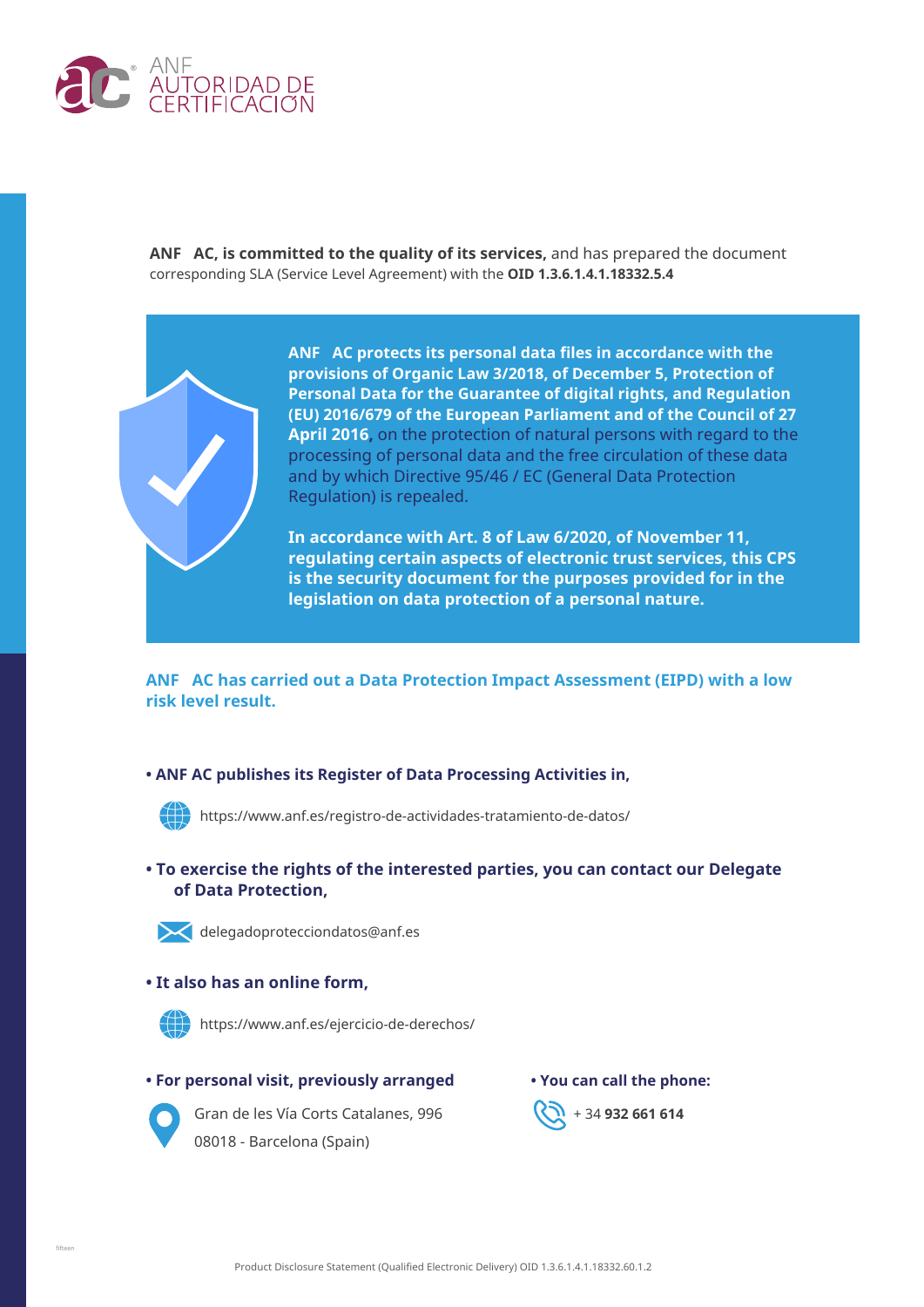**ANF AC, is committed to the quality of its services,** and has prepared the document corresponding SLA (Service Level Agreement) with the **OID 1.3.6.1.4.1.18332.5.4**

**ANF AC protects its personal data files in accordance with the provisions of Organic Law 3/2018, of December 5, Protection of Personal Data for the Guarantee of digital rights, and Regulation (EU) 2016/679 of the European Parliament and of the Council of 27 April 2016**, on the protection of natural persons with regard to the processing of personal data and the free circulation of these data and by which Directive 95/46 / EC (General Data Protection Regulation) is repealed.

**In accordance with Art. 8 of Law 6/2020, of November 11, regulating certain aspects of electronic trust services, this CPS is the security document for the purposes provided for in the legislation on data protection of a personal nature.**

**ANF AC has carried out a Data Protection Impact Assessment (EIPD) with a low risk level result.**

- **ANF AC publishes its Register of Data Processing Activities in,**

  https://www.anf.es/registro-de-actividades-tratamiento-de-datos/

- **To exercise the rights of the interested parties, you can contact our Delegate of Data Protection,**

  delegadoprotecciondatos@anf.es

- **It also has an online form,**

  https://www.anf.es/ejercicio-de-derechos/

- **For personal visit, previously arranged**

  Gran de les Vía Corts Catalanes, 996
  08018 - Barcelona (Spain)

- **You can call the phone:**

  + 34 **932 661 614**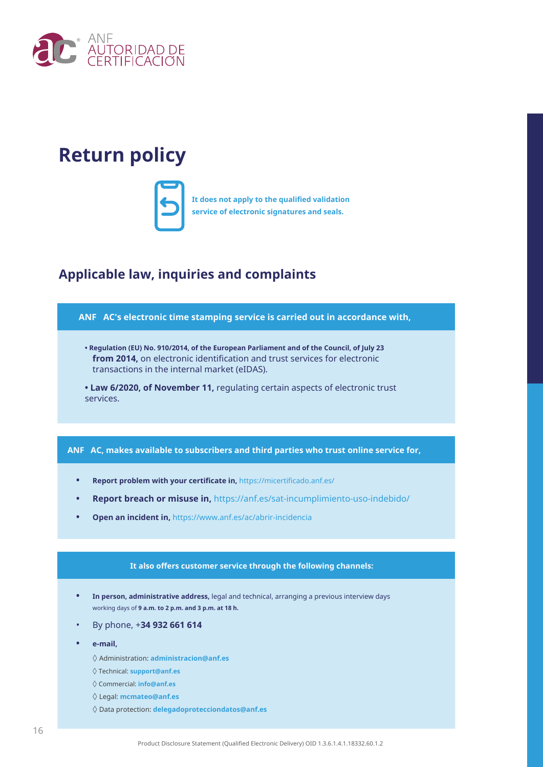# Return policy

**It does not apply to the qualified validation service of electronic signatures and seals.**

## Applicable law, inquiries and complaints

**ANF AC's electronic time stamping service is carried out in accordance with,**

- **Regulation (EU) No. 910/2014, of the European Parliament and of the Council, of July 23 from 2014,** on electronic identification and trust services for electronic transactions in the internal market (eIDAS).
- **Law 6/2020, of November 11,** regulating certain aspects of electronic trust services.

**ANF AC, makes available to subscribers and third parties who trust online service for,**

- **Report problem with your certificate in,** https://micertificado.anf.es/
- **Report breach or misuse in,** https://anf.es/sat-incumplimiento-uso-indebido/
- **Open an incident in,** https://www.anf.es/ac/abrir-incidencia

**It also offers customer service through the following channels:**

- **In person, administrative address,** legal and technical, arranging a previous interview days working days of **9 a.m. to 2 p.m. and 3 p.m. at 18 h.**
- By phone, +**34 932 661 614**
- **e-mail,**
  - ◊ Administration: **administracion@anf.es**
  - ◊ Technical: **support@anf.es**
  - ◊ Commercial: **info@anf.es**
  - ◊ Legal: **mcmateo@anf.es**
  - ◊ Data protection: **delegadoprotecciondatos@anf.es**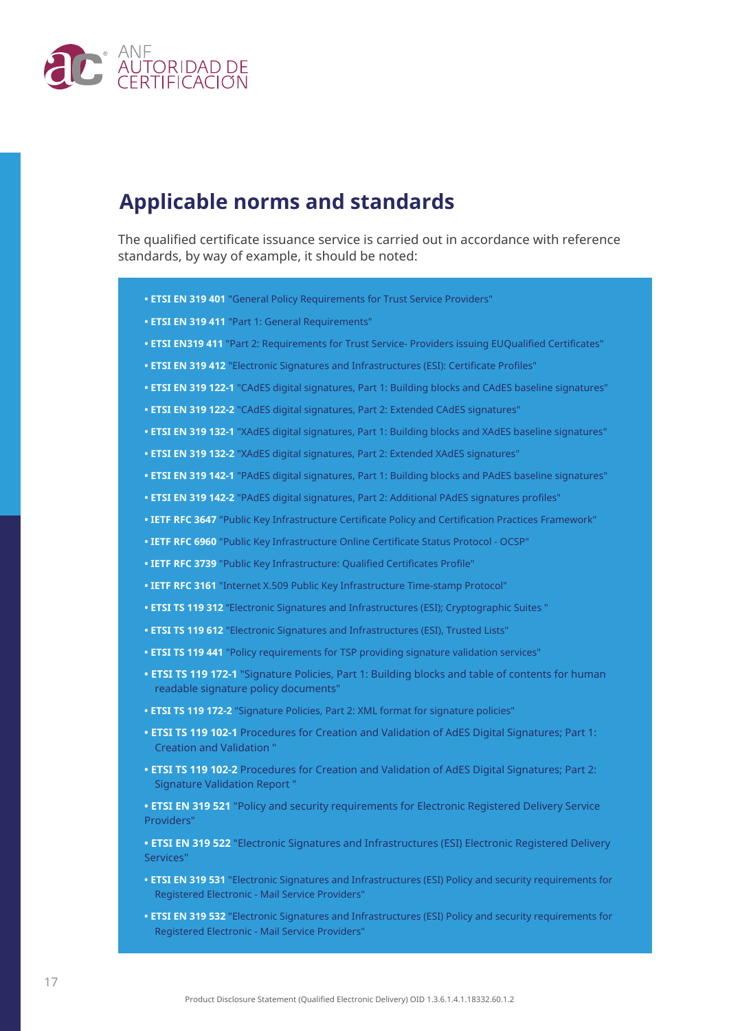## Applicable norms and standards

The qualified certificate issuance service is carried out in accordance with reference standards, by way of example, it should be noted:

- **ETSI EN 319 401** "General Policy Requirements for Trust Service Providers"
- **ETSI EN 319 411** "Part 1: General Requirements"
- **ETSI EN319 411** "Part 2: Requirements for Trust Service- Providers issuing EUQualified Certificates"
- **ETSI EN 319 412** "Electronic Signatures and Infrastructures (ESI): Certificate Profiles"
- **ETSI EN 319 122-1** "CAdES digital signatures, Part 1: Building blocks and CAdES baseline signatures"
- **ETSI EN 319 122-2** "CAdES digital signatures, Part 2: Extended CAdES signatures"
- **ETSI EN 319 132-1** "XAdES digital signatures, Part 1: Building blocks and XAdES baseline signatures"
- **ETSI EN 319 132-2** "XAdES digital signatures, Part 2: Extended XAdES signatures"
- **ETSI EN 319 142-1** "PAdES digital signatures, Part 1: Building blocks and PAdES baseline signatures"
- **ETSI EN 319 142-2** "PAdES digital signatures, Part 2: Additional PAdES signatures profiles"
- **IETF RFC 3647** "Public Key Infrastructure Certificate Policy and Certification Practices Framework"
- **IETF RFC 6960** "Public Key Infrastructure Online Certificate Status Protocol - OCSP"
- **IETF RFC 3739** "Public Key Infrastructure: Qualified Certificates Profile"
- **IETF RFC 3161** "Internet X.509 Public Key Infrastructure Time-stamp Protocol"
- **ETSI TS 119 312** "Electronic Signatures and Infrastructures (ESI); Cryptographic Suites "
- **ETSI TS 119 612** "Electronic Signatures and Infrastructures (ESI), Trusted Lists"
- **ETSI TS 119 441** "Policy requirements for TSP providing signature validation services"
- **ETSI TS 119 172-1** "Signature Policies, Part 1: Building blocks and table of contents for human readable signature policy documents"
- **ETSI TS 119 172-2** "Signature Policies, Part 2: XML format for signature policies"
- **ETSI TS 119 102-1** Procedures for Creation and Validation of AdES Digital Signatures; Part 1: Creation and Validation "
- **ETSI TS 119 102-2** Procedures for Creation and Validation of AdES Digital Signatures; Part 2: Signature Validation Report "
- **ETSI EN 319 521** "Policy and security requirements for Electronic Registered Delivery Service Providers"
- **ETSI EN 319 522** "Electronic Signatures and Infrastructures (ESI) Electronic Registered Delivery Services"
- **ETSI EN 319 531** "Electronic Signatures and Infrastructures (ESI) Policy and security requirements for Registered Electronic - Mail Service Providers"
- **ETSI EN 319 532** "Electronic Signatures and Infrastructures (ESI) Policy and security requirements for Registered Electronic - Mail Service Providers"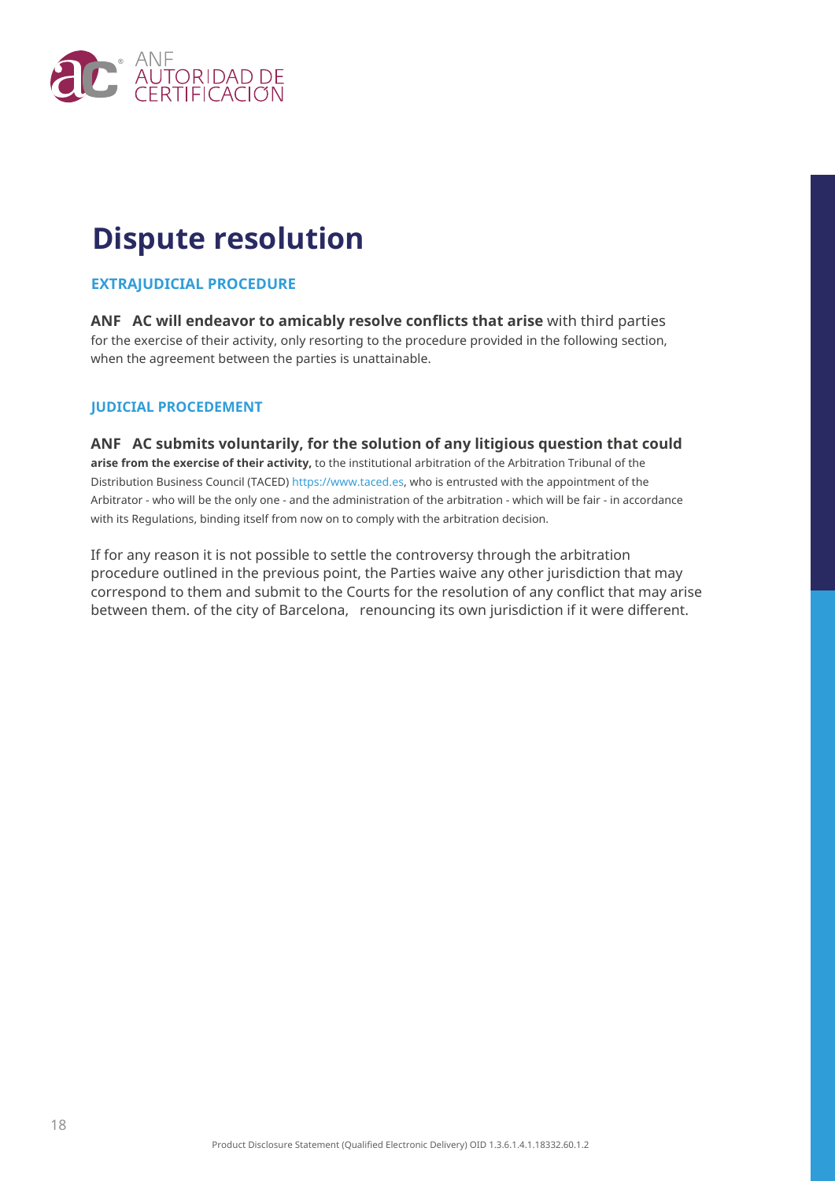# Dispute resolution

### EXTRAJUDICIAL PROCEDURE

**ANF AC will endeavor to amicably resolve conflicts that arise** with third parties for the exercise of their activity, only resorting to the procedure provided in the following section, when the agreement between the parties is unattainable.

### JUDICIAL PROCEDEMENT

**ANF AC submits voluntarily, for the solution of any litigious question that could arise from the exercise of their activity,** to the institutional arbitration of the Arbitration Tribunal of the Distribution Business Council (TACED) https://www.taced.es, who is entrusted with the appointment of the Arbitrator - who will be the only one - and the administration of the arbitration - which will be fair - in accordance with its Regulations, binding itself from now on to comply with the arbitration decision.

If for any reason it is not possible to settle the controversy through the arbitration procedure outlined in the previous point, the Parties waive any other jurisdiction that may correspond to them and submit to the Courts for the resolution of any conflict that may arise between them. of the city of Barcelona, renouncing its own jurisdiction if it were different.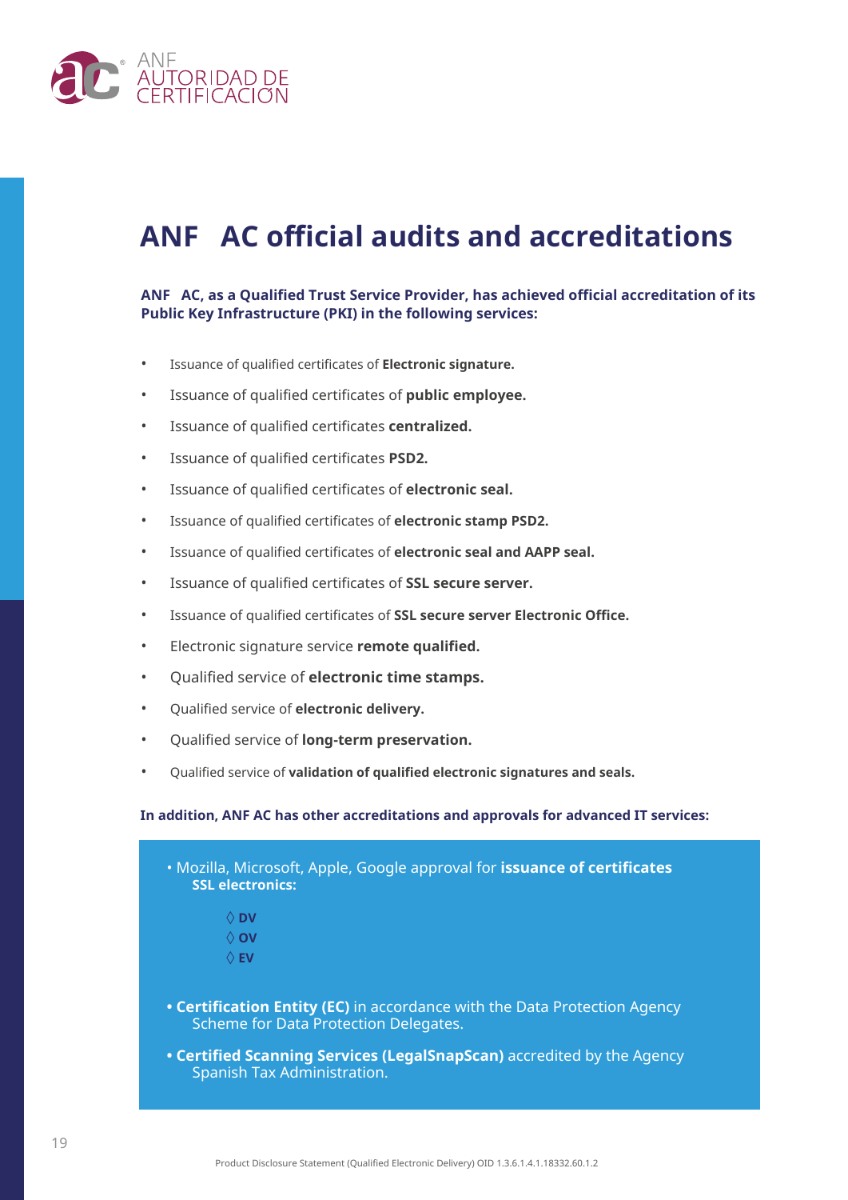# ANF AC official audits and accreditations

**ANF AC, as a Qualified Trust Service Provider, has achieved official accreditation of its Public Key Infrastructure (PKI) in the following services:**

- Issuance of qualified certificates of **Electronic signature.**
- Issuance of qualified certificates of **public employee.**
- Issuance of qualified certificates **centralized.**
- Issuance of qualified certificates **PSD2.**
- Issuance of qualified certificates of **electronic seal.**
- Issuance of qualified certificates of **electronic stamp PSD2.**
- Issuance of qualified certificates of **electronic seal and AAPP seal.**
- Issuance of qualified certificates of **SSL secure server.**
- Issuance of qualified certificates of **SSL secure server Electronic Office.**
- Electronic signature service **remote qualified.**
- Qualified service of **electronic time stamps.**
- Qualified service of **electronic delivery.**
- Qualified service of **long-term preservation.**
- Qualified service of **validation of qualified electronic signatures and seals.**

**In addition, ANF AC has other accreditations and approvals for advanced IT services:**

- Mozilla, Microsoft, Apple, Google approval for **issuance of certificates SSL electronics:**
  - ◊ **DV**
  - ◊ **OV**
  - ◊ **EV**
- **Certification Entity (EC)** in accordance with the Data Protection Agency Scheme for Data Protection Delegates.
- **Certified Scanning Services (LegalSnapScan)** accredited by the Agency Spanish Tax Administration.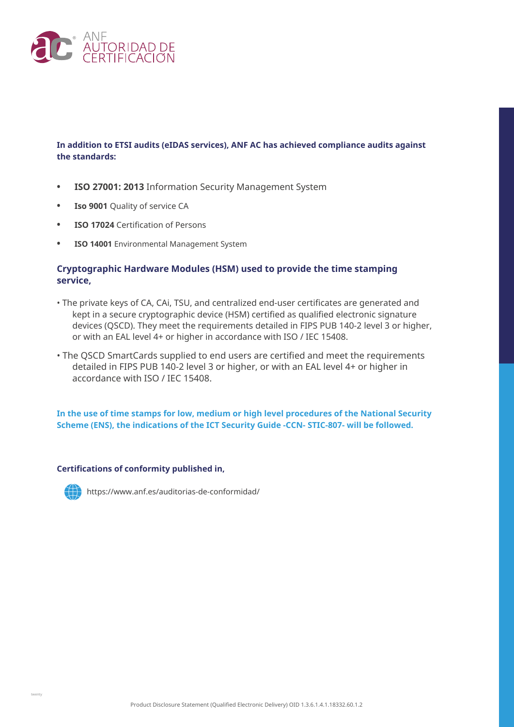**In addition to ETSI audits (eIDAS services), ANF AC has achieved compliance audits against the standards:**

- **ISO 27001: 2013** Information Security Management System
- **Iso 9001** Quality of service CA
- **ISO 17024** Certification of Persons
- **ISO 14001** Environmental Management System

**Cryptographic Hardware Modules (HSM) used to provide the time stamping service,**

- The private keys of CA, CAi, TSU, and centralized end-user certificates are generated and kept in a secure cryptographic device (HSM) certified as qualified electronic signature devices (QSCD). They meet the requirements detailed in FIPS PUB 140-2 level 3 or higher, or with an EAL level 4+ or higher in accordance with ISO / IEC 15408.
- The QSCD SmartCards supplied to end users are certified and meet the requirements detailed in FIPS PUB 140-2 level 3 or higher, or with an EAL level 4+ or higher in accordance with ISO / IEC 15408.

**In the use of time stamps for low, medium or high level procedures of the National Security Scheme (ENS), the indications of the ICT Security Guide -CCN- STIC-807- will be followed.**

**Certifications of conformity published in,**

https://www.anf.es/auditorias-de-conformidad/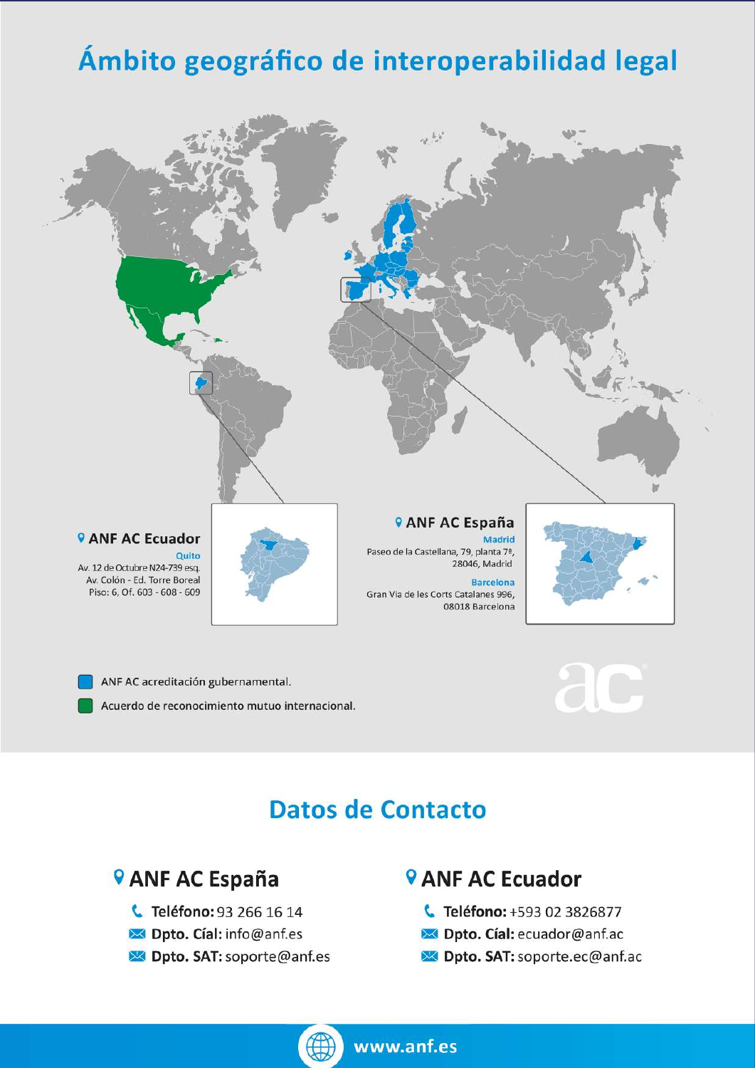# Ámbito geográfico de interoperabilidad legal

**ANF AC Ecuador**

**Quito**

Av. 12 de Octubre N24-739 esq.
Av. Colón - Ed. Torre Boreal
Piso: 6, Of. 603 - 608 - 609

**ANF AC España**

**Madrid**

Paseo de la Castellana, 79, planta 7ª,
28046, Madrid

**Barcelona**

Gran Via de les Corts Catalanes 996,
08018 Barcelona

ANF AC acreditación gubernamental.

Acuerdo de reconocimiento mutuo internacional.

## Datos de Contacto

### ANF AC España

- **Teléfono:** 93 266 16 14
- **Dpto. Cíal:** info@anf.es
- **Dpto. SAT:** soporte@anf.es

### ANF AC Ecuador

- **Teléfono:** +593 02 3826877
- **Dpto. Cíal:** ecuador@anf.ac
- **Dpto. SAT:** soporte.ec@anf.ac

www.anf.es